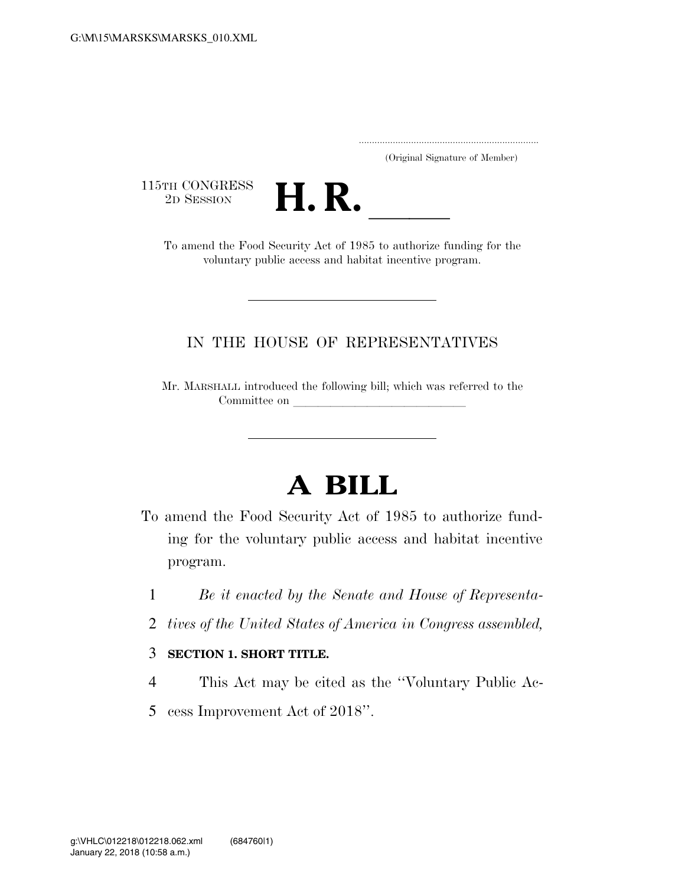(Original Signature of Member)

115TH CONGRESS
2D SESSION

# H. R. \_\_\_\_\_

To amend the Food Security Act of 1985 to authorize funding for the voluntary public access and habitat incentive program.

---

IN THE HOUSE OF REPRESENTATIVES

Mr. MARSHALL introduced the following bill; which was referred to the Committee on \_\_\_\_\_\_\_\_\_\_\_\_\_\_\_\_\_\_\_\_\_\_\_\_\_\_\_\_

---

# A BILL

To amend the Food Security Act of 1985 to authorize funding for the voluntary public access and habitat incentive program.

1 *Be it enacted by the Senate and House of Representa-*
2 *tives of the United States of America in Congress assembled,*

3 **SECTION 1. SHORT TITLE.**

4 This Act may be cited as the ''Voluntary Public Ac-
5 cess Improvement Act of 2018''.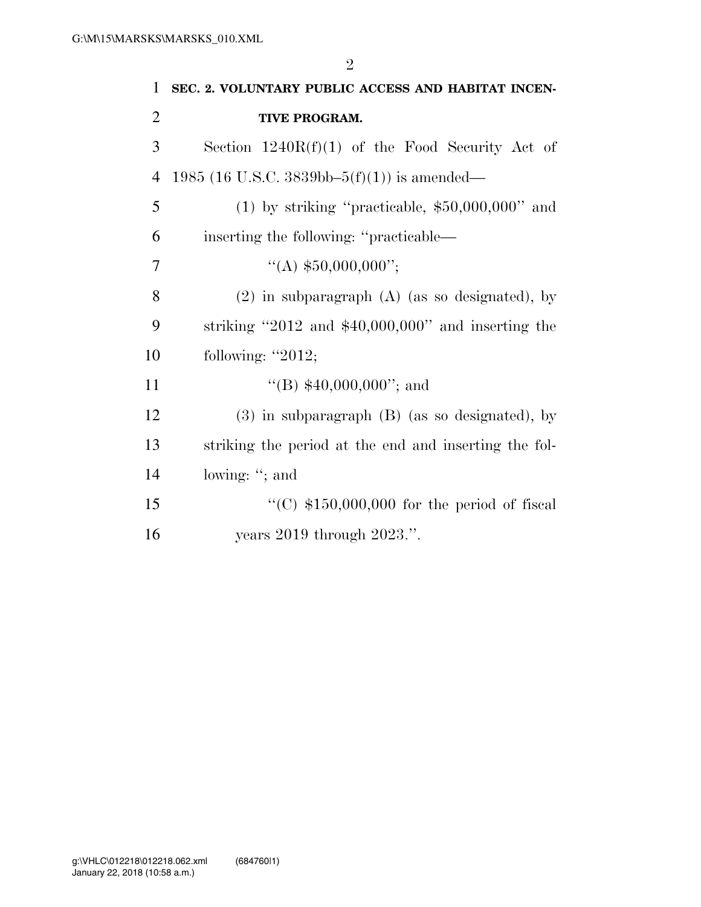**SEC. 2. VOLUNTARY PUBLIC ACCESS AND HABITAT INCENTIVE PROGRAM.**

Section 1240R(f)(1) of the Food Security Act of 1985 (16 U.S.C. 3839bb–5(f)(1)) is amended—

(1) by striking ''practicable, $50,000,000'' and inserting the following: ''practicable—

''(A) $50,000,000'';

(2) in subparagraph (A) (as so designated), by striking ''2012 and $40,000,000'' and inserting the following: ''2012;

''(B) $40,000,000''; and

(3) in subparagraph (B) (as so designated), by striking the period at the end and inserting the following: ''; and

''(C) $150,000,000 for the period of fiscal years 2019 through 2023.''.